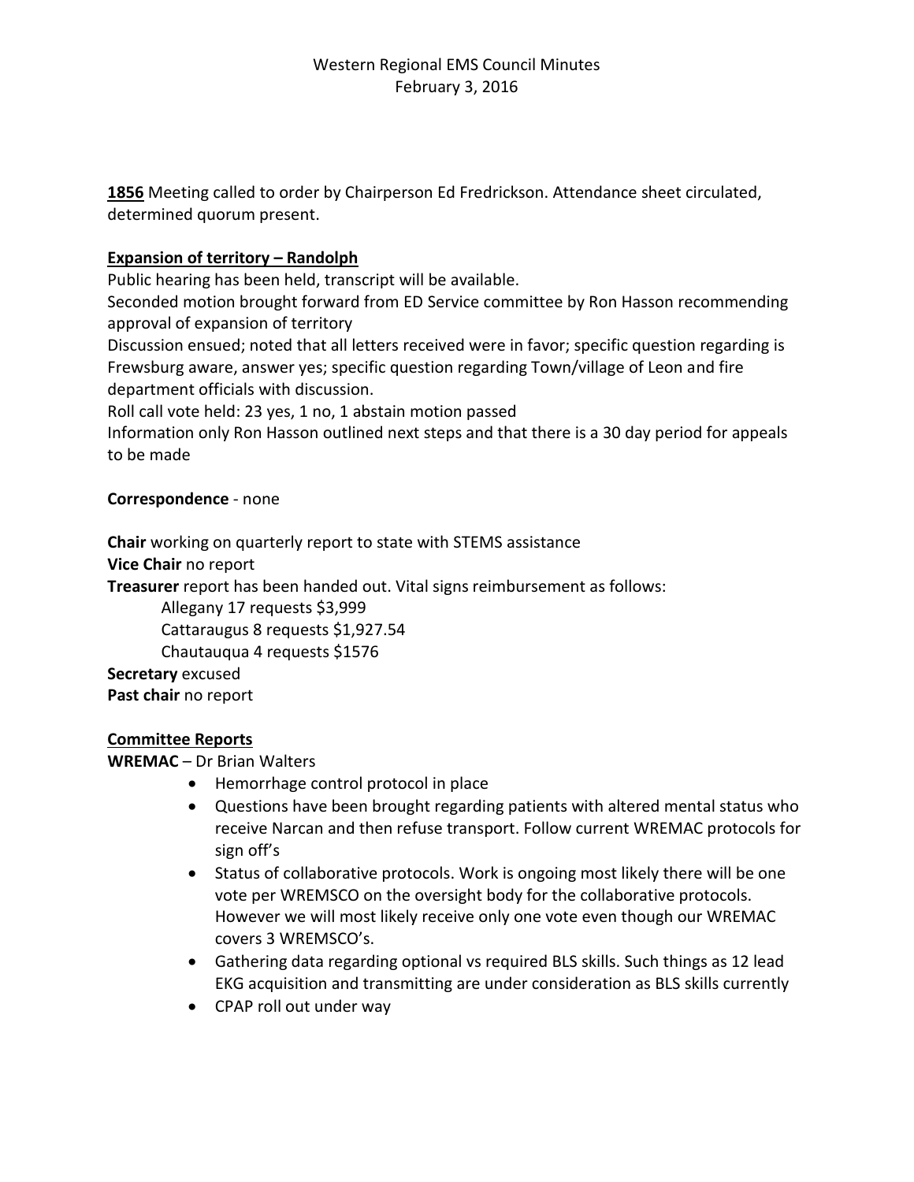# Western Regional EMS Council Minutes
## February 3, 2016

**1856** Meeting called to order by Chairperson Ed Fredrickson. Attendance sheet circulated, determined quorum present.

**Expansion of territory – Randolph**

Public hearing has been held, transcript will be available.
Seconded motion brought forward from ED Service committee by Ron Hasson recommending approval of expansion of territory
Discussion ensued; noted that all letters received were in favor; specific question regarding is Frewsburg aware, answer yes; specific question regarding Town/village of Leon and fire department officials with discussion.
Roll call vote held: 23 yes, 1 no, 1 abstain motion passed
Information only Ron Hasson outlined next steps and that there is a 30 day period for appeals to be made

**Correspondence** - none

**Chair** working on quarterly report to state with STEMS assistance
**Vice Chair** no report
**Treasurer** report has been handed out. Vital signs reimbursement as follows:

Allegany 17 requests $3,999
Cattaraugus 8 requests $1,927.54
Chautauqua 4 requests $1576

**Secretary** excused
**Past chair** no report

**Committee Reports**

**WREMAC** – Dr Brian Walters

- Hemorrhage control protocol in place
- Questions have been brought regarding patients with altered mental status who receive Narcan and then refuse transport. Follow current WREMAC protocols for sign off's
- Status of collaborative protocols. Work is ongoing most likely there will be one vote per WREMSCO on the oversight body for the collaborative protocols. However we will most likely receive only one vote even though our WREMAC covers 3 WREMSCO's.
- Gathering data regarding optional vs required BLS skills. Such things as 12 lead EKG acquisition and transmitting are under consideration as BLS skills currently
- CPAP roll out under way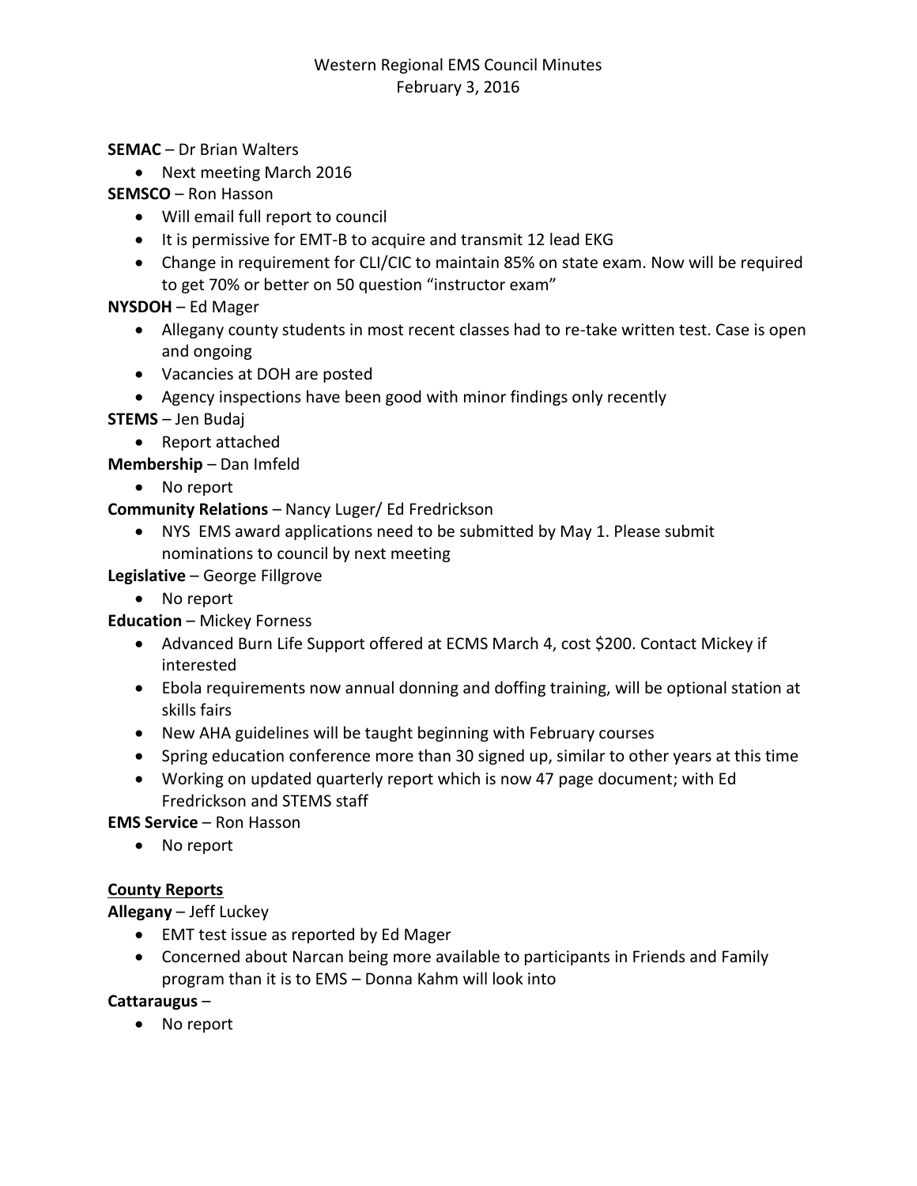Western Regional EMS Council Minutes
February 3, 2016

**SEMAC** – Dr Brian Walters

- Next meeting March 2016

**SEMSCO** – Ron Hasson

- Will email full report to council
- It is permissive for EMT-B to acquire and transmit 12 lead EKG
- Change in requirement for CLI/CIC to maintain 85% on state exam. Now will be required to get 70% or better on 50 question "instructor exam"

**NYSDOH** – Ed Mager

- Allegany county students in most recent classes had to re-take written test. Case is open and ongoing
- Vacancies at DOH are posted
- Agency inspections have been good with minor findings only recently

**STEMS** – Jen Budaj

- Report attached

**Membership** – Dan Imfeld

- No report

**Community Relations** – Nancy Luger/ Ed Fredrickson

- NYS EMS award applications need to be submitted by May 1. Please submit nominations to council by next meeting

**Legislative** – George Fillgrove

- No report

**Education** – Mickey Forness

- Advanced Burn Life Support offered at ECMS March 4, cost $200. Contact Mickey if interested
- Ebola requirements now annual donning and doffing training, will be optional station at skills fairs
- New AHA guidelines will be taught beginning with February courses
- Spring education conference more than 30 signed up, similar to other years at this time
- Working on updated quarterly report which is now 47 page document; with Ed Fredrickson and STEMS staff

**EMS Service** – Ron Hasson

- No report

**<u>County Reports</u>**

**Allegany** – Jeff Luckey

- EMT test issue as reported by Ed Mager
- Concerned about Narcan being more available to participants in Friends and Family program than it is to EMS – Donna Kahm will look into

**Cattaraugus** –

- No report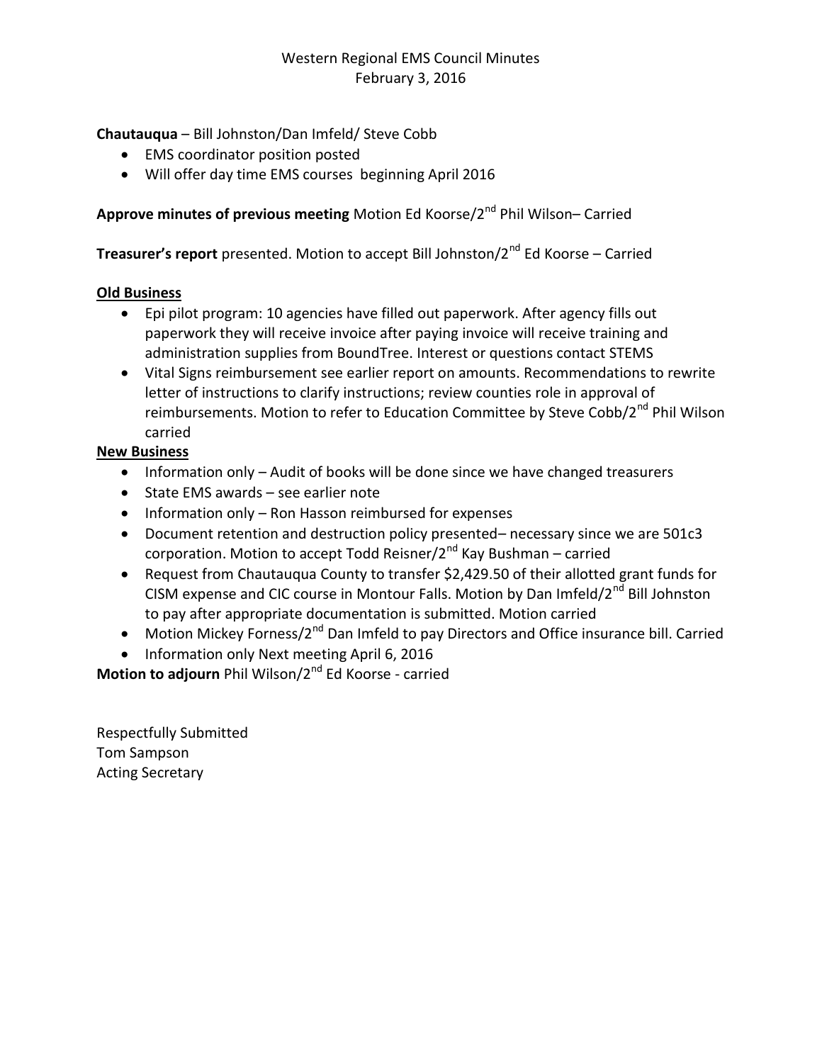**Chautauqua** – Bill Johnston/Dan Imfeld/ Steve Cobb

- EMS coordinator position posted
- Will offer day time EMS courses beginning April 2016

**Approve minutes of previous meeting** Motion Ed Koorse/2nd Phil Wilson– Carried

**Treasurer's report** presented. Motion to accept Bill Johnston/2nd Ed Koorse – Carried

**Old Business**

- Epi pilot program: 10 agencies have filled out paperwork. After agency fills out paperwork they will receive invoice after paying invoice will receive training and administration supplies from BoundTree. Interest or questions contact STEMS
- Vital Signs reimbursement see earlier report on amounts. Recommendations to rewrite letter of instructions to clarify instructions; review counties role in approval of reimbursements. Motion to refer to Education Committee by Steve Cobb/2nd Phil Wilson carried

**New Business**

- Information only – Audit of books will be done since we have changed treasurers
- State EMS awards – see earlier note
- Information only – Ron Hasson reimbursed for expenses
- Document retention and destruction policy presented– necessary since we are 501c3 corporation. Motion to accept Todd Reisner/2nd Kay Bushman – carried
- Request from Chautauqua County to transfer $2,429.50 of their allotted grant funds for CISM expense and CIC course in Montour Falls. Motion by Dan Imfeld/2nd Bill Johnston to pay after appropriate documentation is submitted. Motion carried
- Motion Mickey Forness/2nd Dan Imfeld to pay Directors and Office insurance bill. Carried
- Information only Next meeting April 6, 2016

**Motion to adjourn** Phil Wilson/2nd Ed Koorse - carried

Respectfully Submitted
Tom Sampson
Acting Secretary